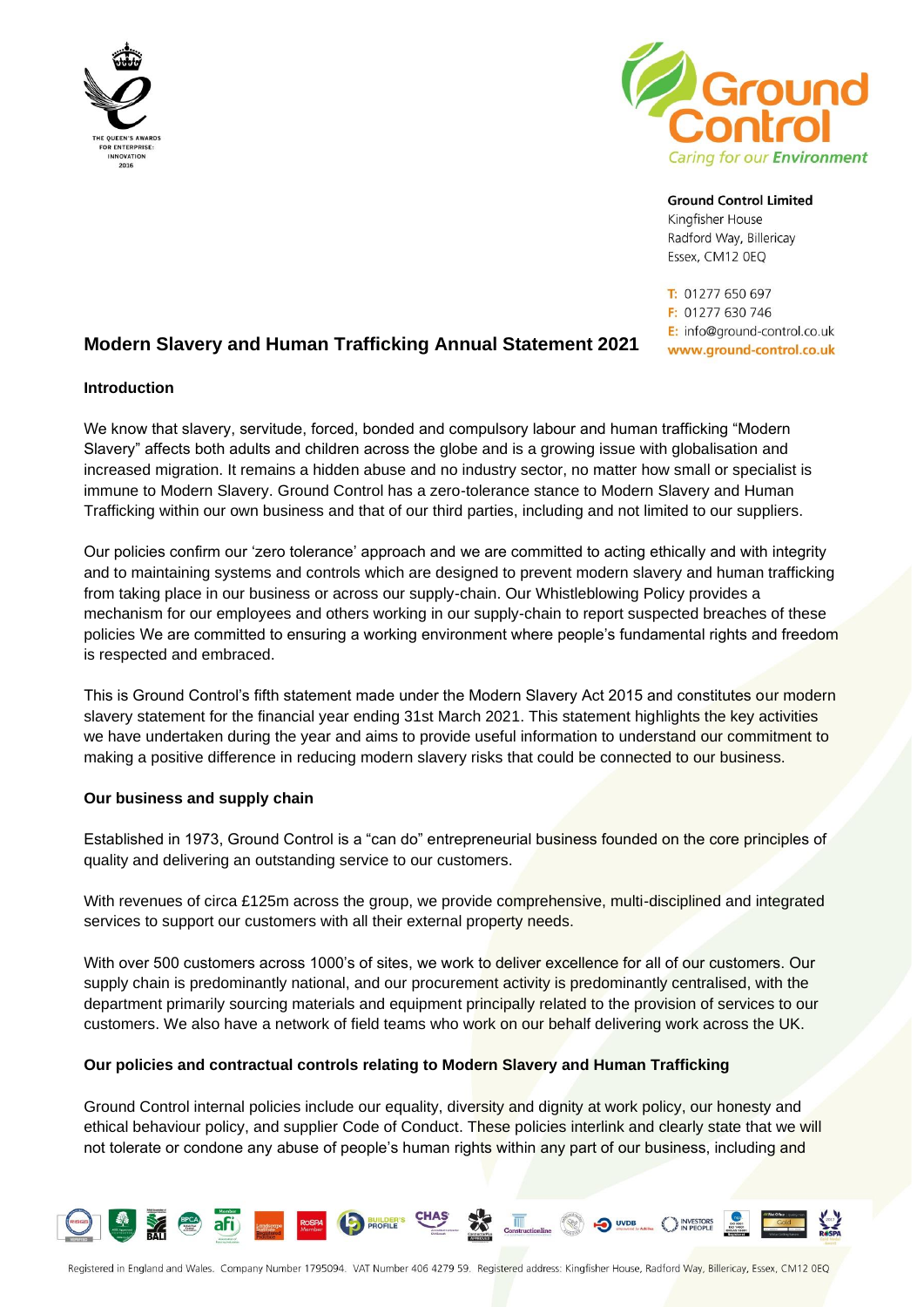Ground Control Limited
Kingfisher House
Radford Way, Billericay
Essex, CM12 0EQ

T: 01277 650 697
F: 01277 630 746
E: info@ground-control.co.uk
www.ground-control.co.uk

# Modern Slavery and Human Trafficking Annual Statement 2021

## Introduction

We know that slavery, servitude, forced, bonded and compulsory labour and human trafficking "Modern Slavery" affects both adults and children across the globe and is a growing issue with globalisation and increased migration. It remains a hidden abuse and no industry sector, no matter how small or specialist is immune to Modern Slavery. Ground Control has a zero-tolerance stance to Modern Slavery and Human Trafficking within our own business and that of our third parties, including and not limited to our suppliers.

Our policies confirm our 'zero tolerance' approach and we are committed to acting ethically and with integrity and to maintaining systems and controls which are designed to prevent modern slavery and human trafficking from taking place in our business or across our supply-chain. Our Whistleblowing Policy provides a mechanism for our employees and others working in our supply-chain to report suspected breaches of these policies We are committed to ensuring a working environment where people's fundamental rights and freedom is respected and embraced.

This is Ground Control's fifth statement made under the Modern Slavery Act 2015 and constitutes our modern slavery statement for the financial year ending 31st March 2021. This statement highlights the key activities we have undertaken during the year and aims to provide useful information to understand our commitment to making a positive difference in reducing modern slavery risks that could be connected to our business.

## Our business and supply chain

Established in 1973, Ground Control is a "can do" entrepreneurial business founded on the core principles of quality and delivering an outstanding service to our customers.

With revenues of circa £125m across the group, we provide comprehensive, multi-disciplined and integrated services to support our customers with all their external property needs.

With over 500 customers across 1000's of sites, we work to deliver excellence for all of our customers. Our supply chain is predominantly national, and our procurement activity is predominantly centralised, with the department primarily sourcing materials and equipment principally related to the provision of services to our customers. We also have a network of field teams who work on our behalf delivering work across the UK.

## Our policies and contractual controls relating to Modern Slavery and Human Trafficking

Ground Control internal policies include our equality, diversity and dignity at work policy, our honesty and ethical behaviour policy, and supplier Code of Conduct. These policies interlink and clearly state that we will not tolerate or condone any abuse of people's human rights within any part of our business, including and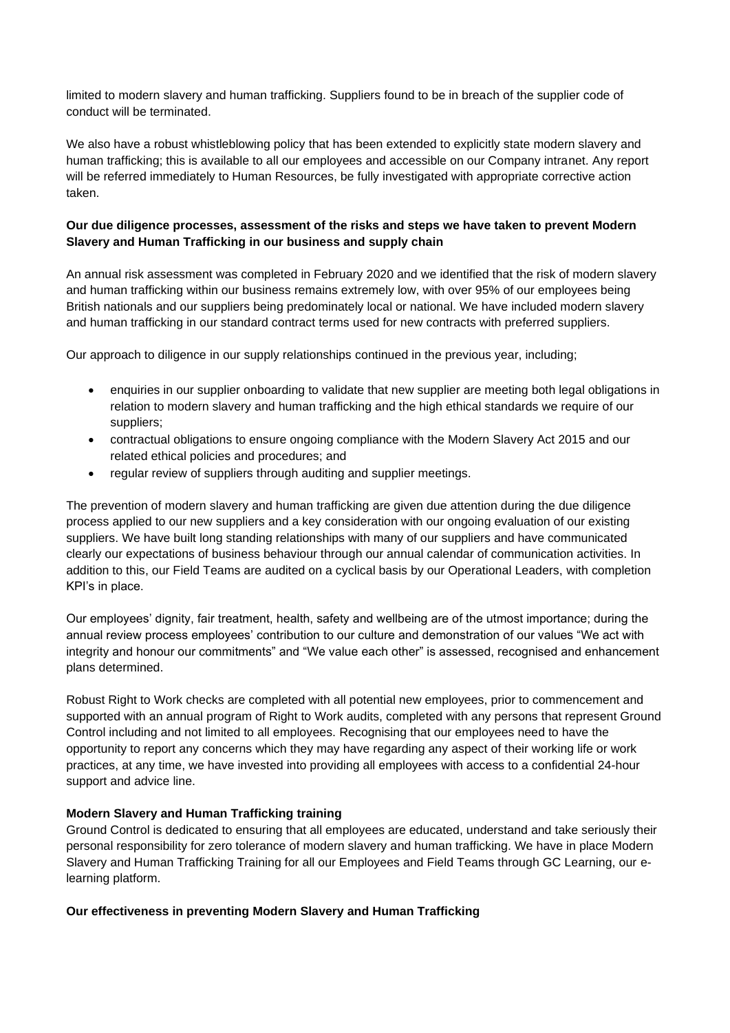limited to modern slavery and human trafficking. Suppliers found to be in breach of the supplier code of conduct will be terminated.

We also have a robust whistleblowing policy that has been extended to explicitly state modern slavery and human trafficking; this is available to all our employees and accessible on our Company intranet. Any report will be referred immediately to Human Resources, be fully investigated with appropriate corrective action taken.

**Our due diligence processes, assessment of the risks and steps we have taken to prevent Modern Slavery and Human Trafficking in our business and supply chain**

An annual risk assessment was completed in February 2020 and we identified that the risk of modern slavery and human trafficking within our business remains extremely low, with over 95% of our employees being British nationals and our suppliers being predominately local or national. We have included modern slavery and human trafficking in our standard contract terms used for new contracts with preferred suppliers.

Our approach to diligence in our supply relationships continued in the previous year, including;

- enquiries in our supplier onboarding to validate that new supplier are meeting both legal obligations in relation to modern slavery and human trafficking and the high ethical standards we require of our suppliers;
- contractual obligations to ensure ongoing compliance with the Modern Slavery Act 2015 and our related ethical policies and procedures; and
- regular review of suppliers through auditing and supplier meetings.

The prevention of modern slavery and human trafficking are given due attention during the due diligence process applied to our new suppliers and a key consideration with our ongoing evaluation of our existing suppliers. We have built long standing relationships with many of our suppliers and have communicated clearly our expectations of business behaviour through our annual calendar of communication activities. In addition to this, our Field Teams are audited on a cyclical basis by our Operational Leaders, with completion KPI's in place.

Our employees' dignity, fair treatment, health, safety and wellbeing are of the utmost importance; during the annual review process employees' contribution to our culture and demonstration of our values "We act with integrity and honour our commitments" and "We value each other" is assessed, recognised and enhancement plans determined.

Robust Right to Work checks are completed with all potential new employees, prior to commencement and supported with an annual program of Right to Work audits, completed with any persons that represent Ground Control including and not limited to all employees. Recognising that our employees need to have the opportunity to report any concerns which they may have regarding any aspect of their working life or work practices, at any time, we have invested into providing all employees with access to a confidential 24-hour support and advice line.

**Modern Slavery and Human Trafficking training**

Ground Control is dedicated to ensuring that all employees are educated, understand and take seriously their personal responsibility for zero tolerance of modern slavery and human trafficking. We have in place Modern Slavery and Human Trafficking Training for all our Employees and Field Teams through GC Learning, our e-learning platform.

**Our effectiveness in preventing Modern Slavery and Human Trafficking**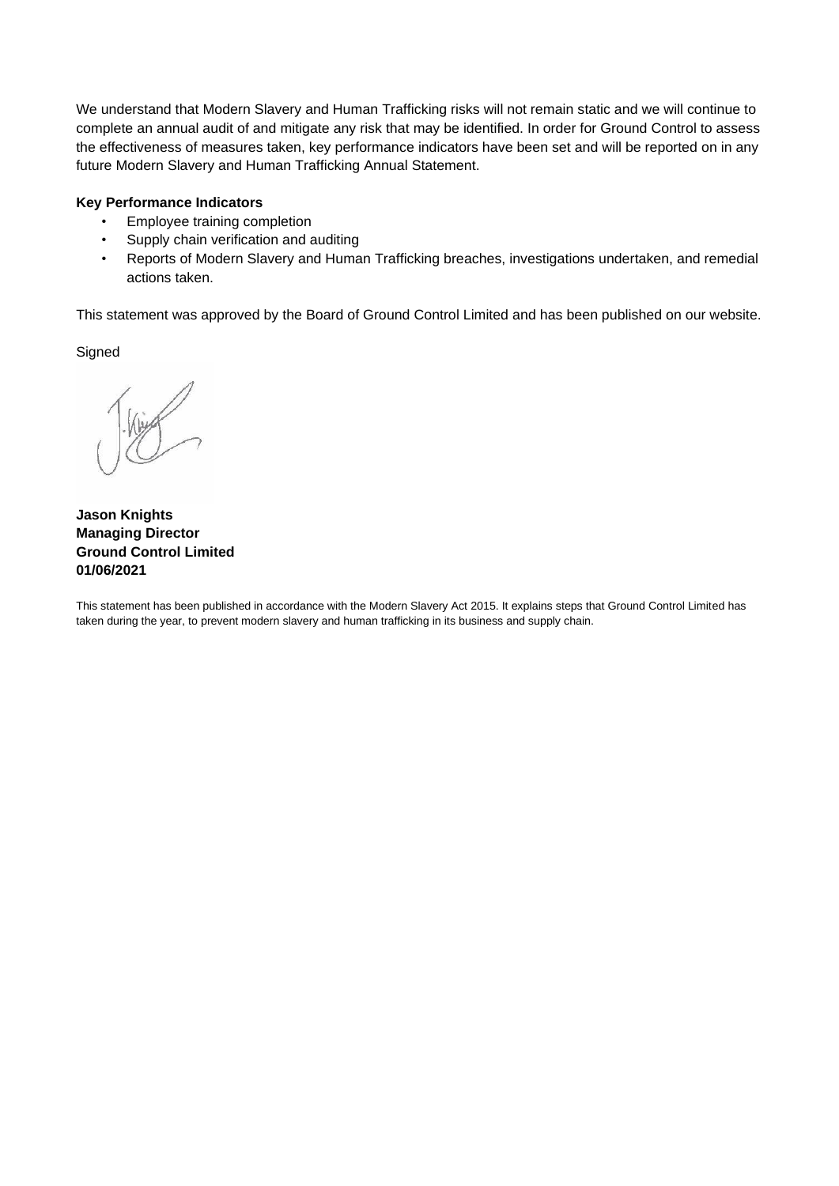We understand that Modern Slavery and Human Trafficking risks will not remain static and we will continue to complete an annual audit of and mitigate any risk that may be identified. In order for Ground Control to assess the effectiveness of measures taken, key performance indicators have been set and will be reported on in any future Modern Slavery and Human Trafficking Annual Statement.

**Key Performance Indicators**

- Employee training completion
- Supply chain verification and auditing
- Reports of Modern Slavery and Human Trafficking breaches, investigations undertaken, and remedial actions taken.

This statement was approved by the Board of Ground Control Limited and has been published on our website.

Signed

**Jason Knights**
**Managing Director**
**Ground Control Limited**
**01/06/2021**

This statement has been published in accordance with the Modern Slavery Act 2015. It explains steps that Ground Control Limited has taken during the year, to prevent modern slavery and human trafficking in its business and supply chain.